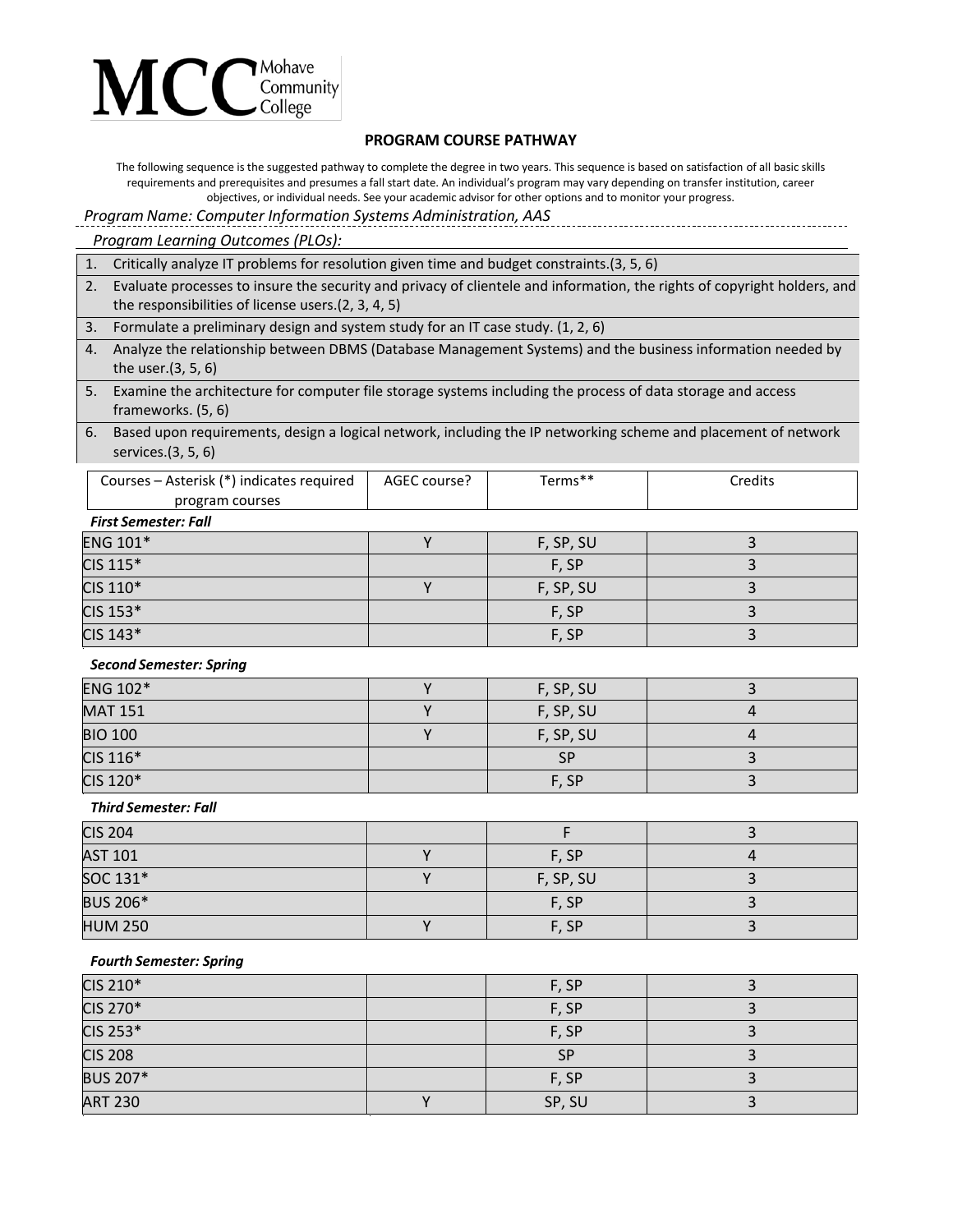MCC Mohave Community College

## PROGRAM COURSE PATHWAY

The following sequence is the suggested pathway to complete the degree in two years. This sequence is based on satisfaction of all basic skills requirements and prerequisites and presumes a fall start date. An individual's program may vary depending on transfer institution, career objectives, or individual needs. See your academic advisor for other options and to monitor your progress.

*Program Name: Computer Information Systems Administration, AAS*

*Program Learning Outcomes (PLOs):*

1. Critically analyze IT problems for resolution given time and budget constraints.(3, 5, 6)
2. Evaluate processes to insure the security and privacy of clientele and information, the rights of copyright holders, and the responsibilities of license users.(2, 3, 4, 5)
3. Formulate a preliminary design and system study for an IT case study. (1, 2, 6)
4. Analyze the relationship between DBMS (Database Management Systems) and the business information needed by the user.(3, 5, 6)
5. Examine the architecture for computer file storage systems including the process of data storage and access frameworks. (5, 6)
6. Based upon requirements, design a logical network, including the IP networking scheme and placement of network services.(3, 5, 6)

| Courses – Asterisk (*) indicates required program courses | AGEC course? | Terms** | Credits |
|---|---|---|---|
| ***First Semester: Fall*** | | | |
| ENG 101* | Y | F, SP, SU | 3 |
| CIS 115* | | F, SP | 3 |
| CIS 110* | Y | F, SP, SU | 3 |
| CIS 153* | | F, SP | 3 |
| CIS 143* | | F, SP | 3 |
| ***Second Semester: Spring*** | | | |
| ENG 102* | Y | F, SP, SU | 3 |
| MAT 151 | Y | F, SP, SU | 4 |
| BIO 100 | Y | F, SP, SU | 4 |
| CIS 116* | | SP | 3 |
| CIS 120* | | F, SP | 3 |
| ***Third Semester: Fall*** | | | |
| CIS 204 | | F | 3 |
| AST 101 | Y | F, SP | 4 |
| SOC 131* | Y | F, SP, SU | 3 |
| BUS 206* | | F, SP | 3 |
| HUM 250 | Y | F, SP | 3 |
| ***Fourth Semester: Spring*** | | | |
| CIS 210* | | F, SP | 3 |
| CIS 270* | | F, SP | 3 |
| CIS 253* | | F, SP | 3 |
| CIS 208 | | SP | 3 |
| BUS 207* | | F, SP | 3 |
| ART 230 | Y | SP, SU | 3 |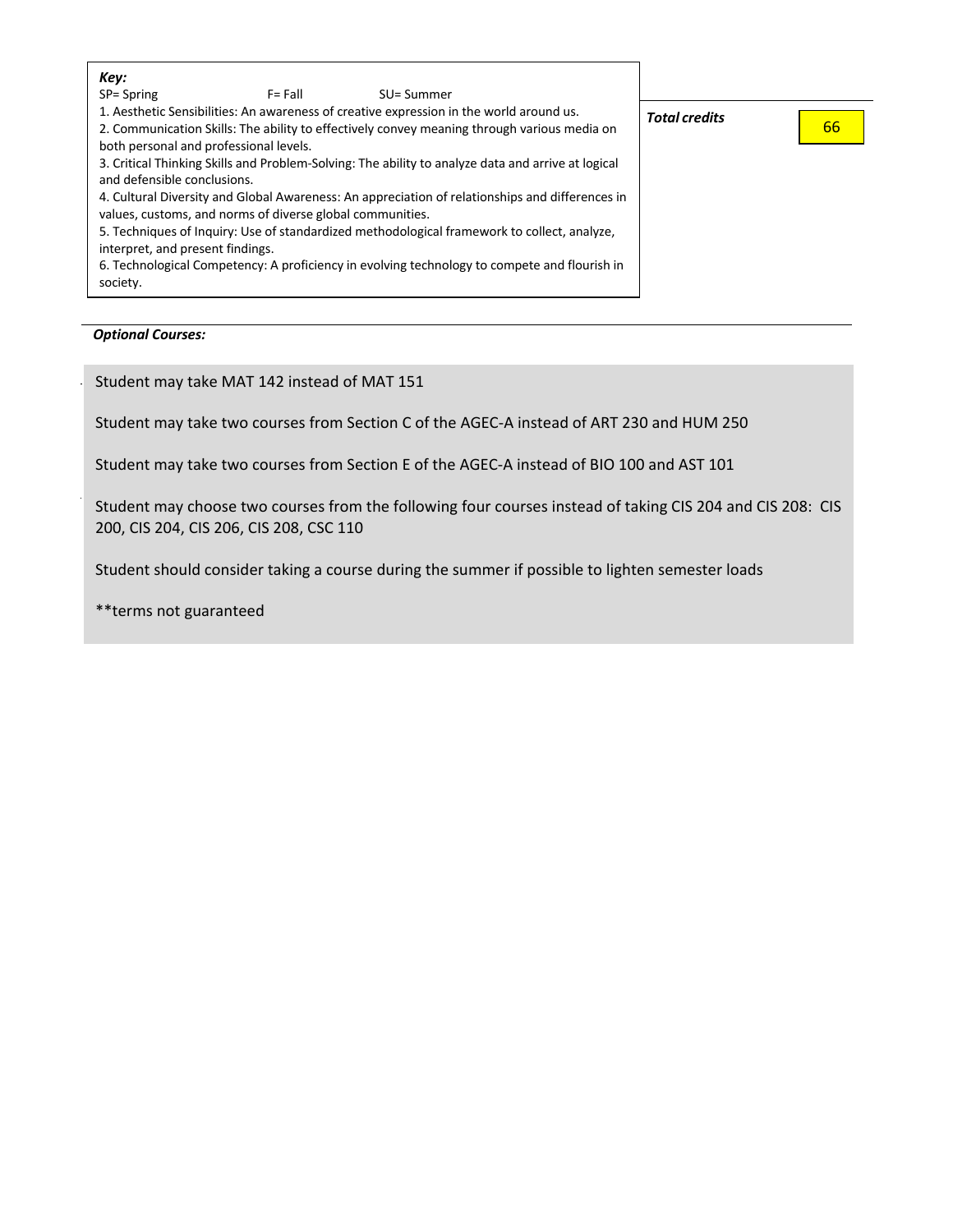***Key:***

SP= Spring F= Fall SU= Summer

1. Aesthetic Sensibilities: An awareness of creative expression in the world around us.
2. Communication Skills: The ability to effectively convey meaning through various media on both personal and professional levels.
3. Critical Thinking Skills and Problem-Solving: The ability to analyze data and arrive at logical and defensible conclusions.
4. Cultural Diversity and Global Awareness: An appreciation of relationships and differences in values, customs, and norms of diverse global communities.
5. Techniques of Inquiry: Use of standardized methodological framework to collect, analyze, interpret, and present findings.
6. Technological Competency: A proficiency in evolving technology to compete and flourish in society.

***Total credits*** 66

***Optional Courses:***

Student may take MAT 142 instead of MAT 151

Student may take two courses from Section C of the AGEC-A instead of ART 230 and HUM 250

Student may take two courses from Section E of the AGEC-A instead of BIO 100 and AST 101

Student may choose two courses from the following four courses instead of taking CIS 204 and CIS 208: CIS 200, CIS 204, CIS 206, CIS 208, CSC 110

Student should consider taking a course during the summer if possible to lighten semester loads

**terms not guaranteed